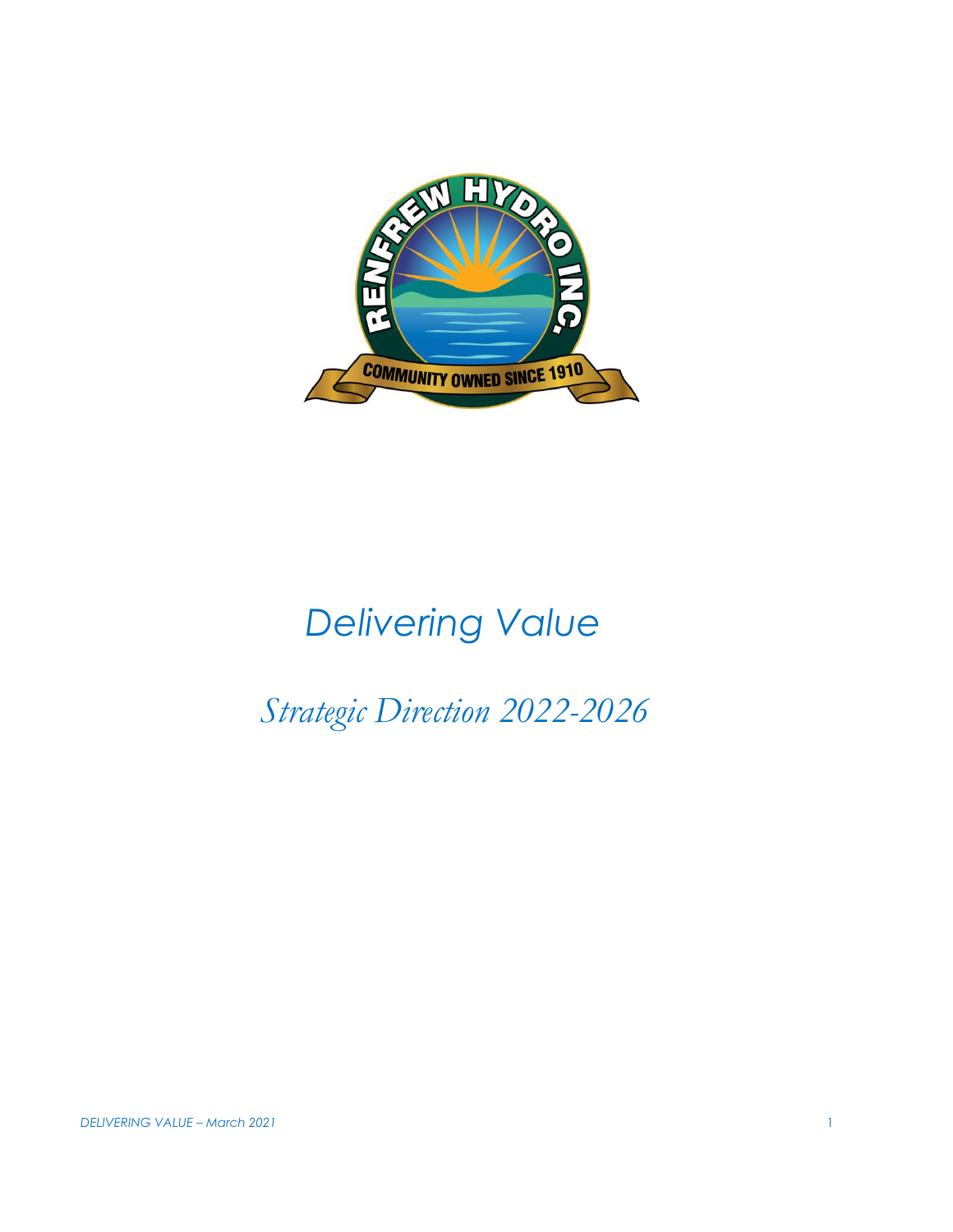# *Delivering Value*

## *Strategic Direction 2022-2026*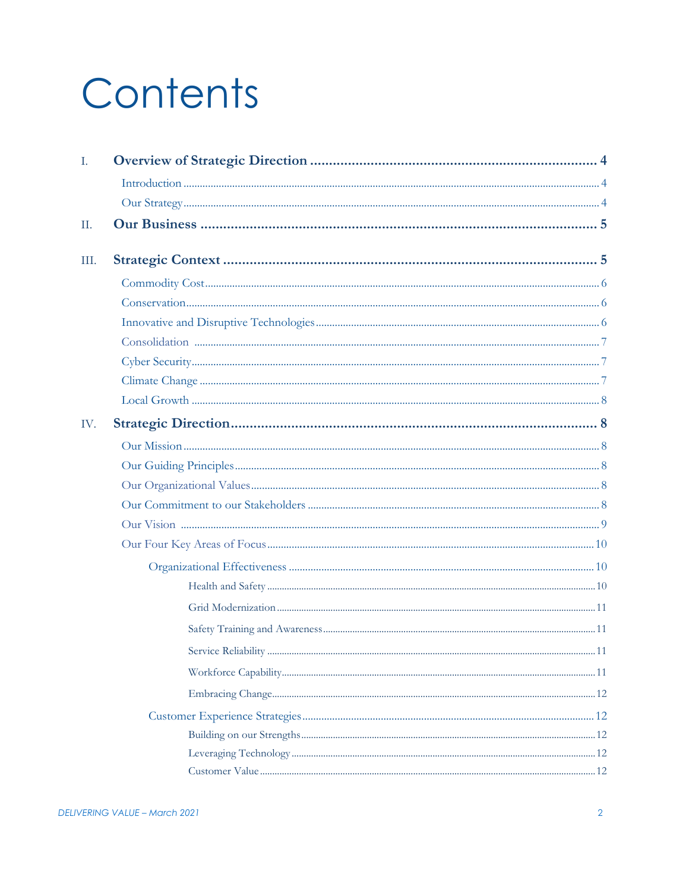# Contents

- I. **Overview of Strategic Direction** ... 4
  - Introduction ... 4
  - Our Strategy ... 4
- II. **Our Business** ... 5
- III. **Strategic Context** ... 5
  - Commodity Cost ... 6
  - Conservation ... 6
  - Innovative and Disruptive Technologies ... 6
  - Consolidation ... 7
  - Cyber Security ... 7
  - Climate Change ... 7
  - Local Growth ... 8
- IV. **Strategic Direction** ... 8
  - Our Mission ... 8
  - Our Guiding Principles ... 8
  - Our Organizational Values ... 8
  - Our Commitment to our Stakeholders ... 8
  - Our Vision ... 9
  - Our Four Key Areas of Focus ... 10
    - Organizational Effectiveness ... 10
      - Health and Safety ... 10
      - Grid Modernization ... 11
      - Safety Training and Awareness ... 11
      - Service Reliability ... 11
      - Workforce Capability ... 11
      - Embracing Change ... 12
    - Customer Experience Strategies ... 12
      - Building on our Strengths ... 12
      - Leveraging Technology ... 12
      - Customer Value ... 12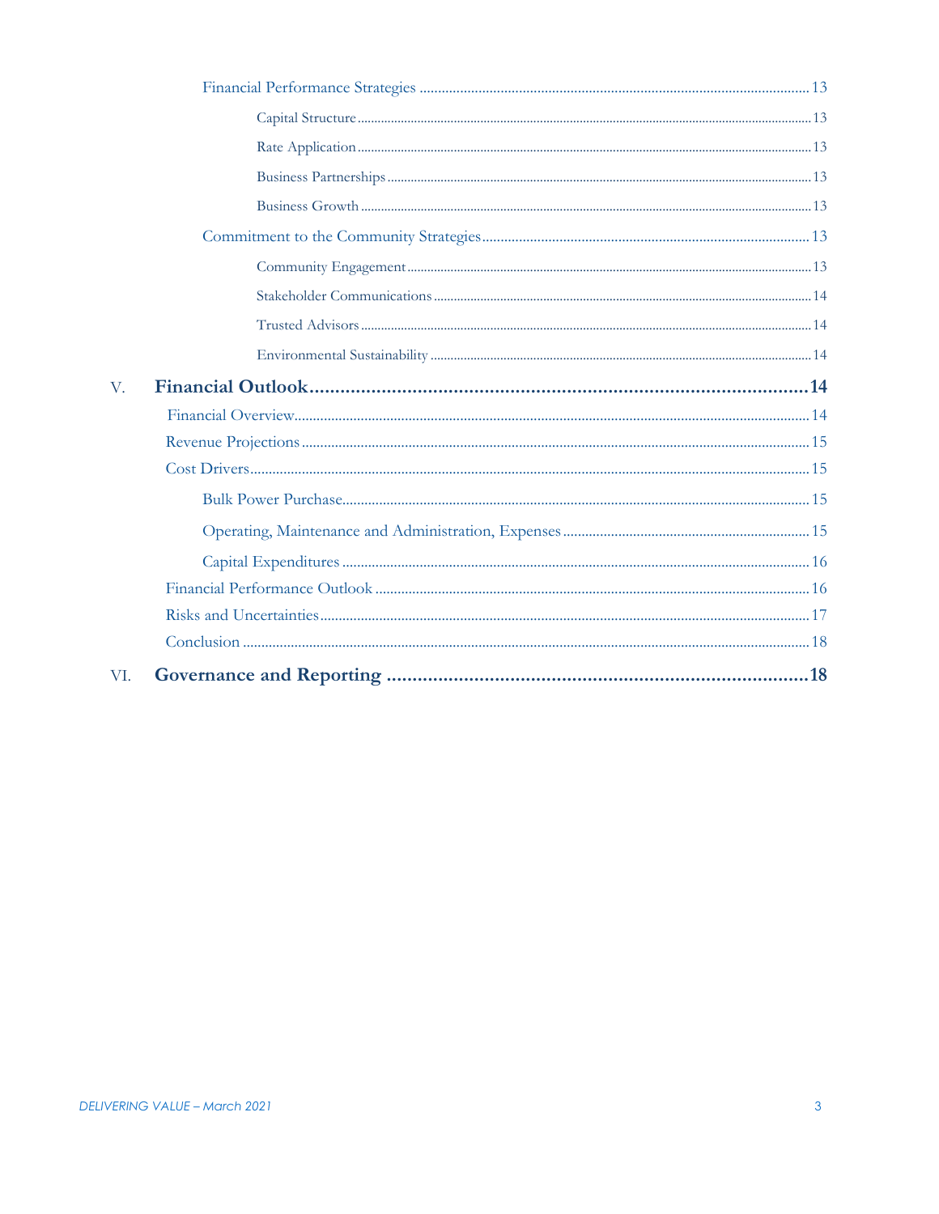- Financial Performance Strategies ..... 13
  - Capital Structure ..... 13
  - Rate Application ..... 13
  - Business Partnerships ..... 13
  - Business Growth ..... 13
- Commitment to the Community Strategies ..... 13
  - Community Engagement ..... 13
  - Stakeholder Communications ..... 14
  - Trusted Advisors ..... 14
  - Environmental Sustainability ..... 14

**V. Financial Outlook ..... 14**

- Financial Overview ..... 14
- Revenue Projections ..... 15
- Cost Drivers ..... 15
  - Bulk Power Purchase ..... 15
  - Operating, Maintenance and Administration, Expenses ..... 15
  - Capital Expenditures ..... 16
- Financial Performance Outlook ..... 16
- Risks and Uncertainties ..... 17
- Conclusion ..... 18

**VI. Governance and Reporting ..... 18**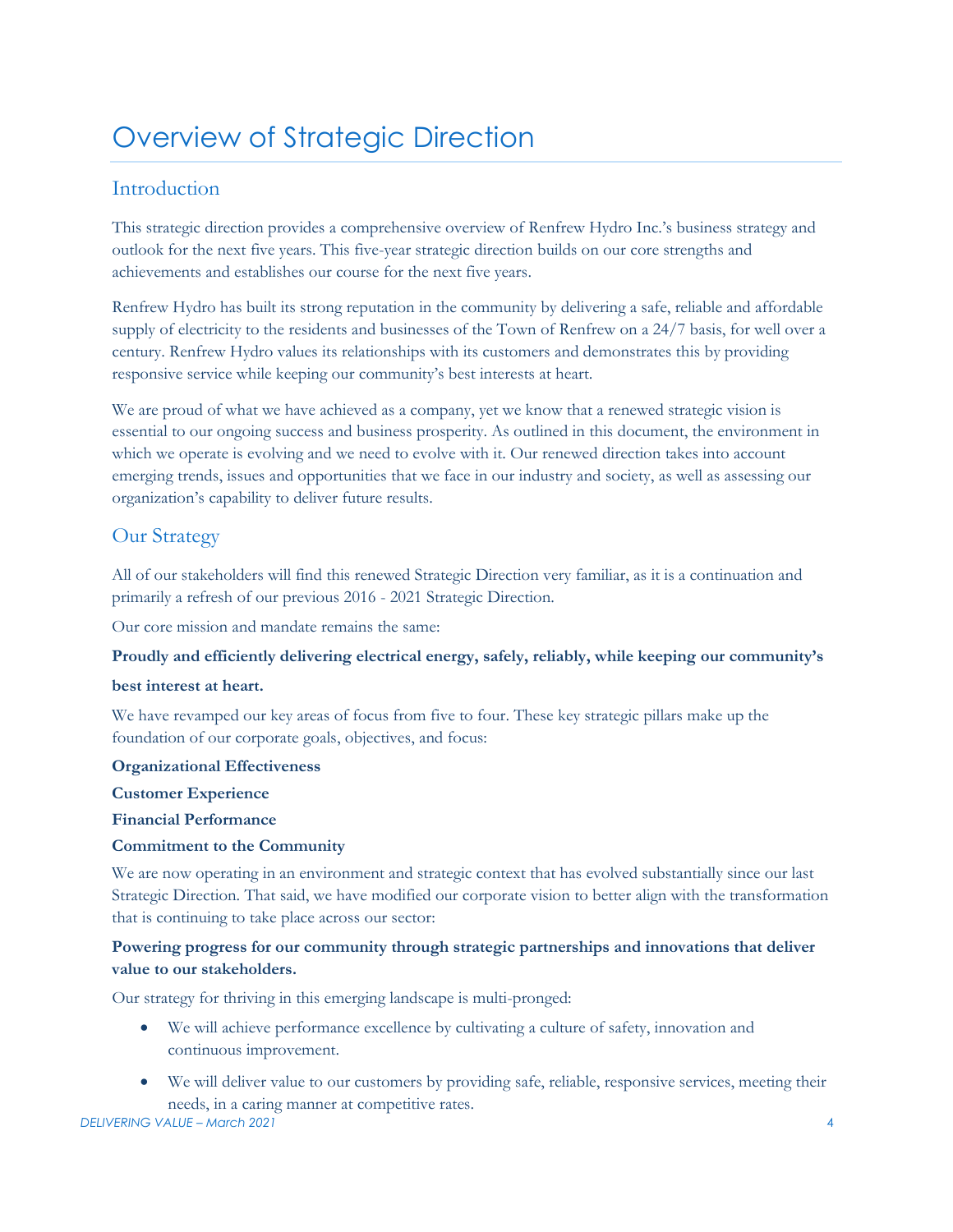# Overview of Strategic Direction

## Introduction

This strategic direction provides a comprehensive overview of Renfrew Hydro Inc.'s business strategy and outlook for the next five years. This five-year strategic direction builds on our core strengths and achievements and establishes our course for the next five years.

Renfrew Hydro has built its strong reputation in the community by delivering a safe, reliable and affordable supply of electricity to the residents and businesses of the Town of Renfrew on a 24/7 basis, for well over a century. Renfrew Hydro values its relationships with its customers and demonstrates this by providing responsive service while keeping our community's best interests at heart.

We are proud of what we have achieved as a company, yet we know that a renewed strategic vision is essential to our ongoing success and business prosperity. As outlined in this document, the environment in which we operate is evolving and we need to evolve with it. Our renewed direction takes into account emerging trends, issues and opportunities that we face in our industry and society, as well as assessing our organization's capability to deliver future results.

## Our Strategy

All of our stakeholders will find this renewed Strategic Direction very familiar, as it is a continuation and primarily a refresh of our previous 2016 - 2021 Strategic Direction.

Our core mission and mandate remains the same:

**Proudly and efficiently delivering electrical energy, safely, reliably, while keeping our community's best interest at heart.**

We have revamped our key areas of focus from five to four. These key strategic pillars make up the foundation of our corporate goals, objectives, and focus:

**Organizational Effectiveness**

**Customer Experience**

**Financial Performance**

**Commitment to the Community**

We are now operating in an environment and strategic context that has evolved substantially since our last Strategic Direction. That said, we have modified our corporate vision to better align with the transformation that is continuing to take place across our sector:

**Powering progress for our community through strategic partnerships and innovations that deliver value to our stakeholders.**

Our strategy for thriving in this emerging landscape is multi-pronged:

- We will achieve performance excellence by cultivating a culture of safety, innovation and continuous improvement.
- We will deliver value to our customers by providing safe, reliable, responsive services, meeting their needs, in a caring manner at competitive rates.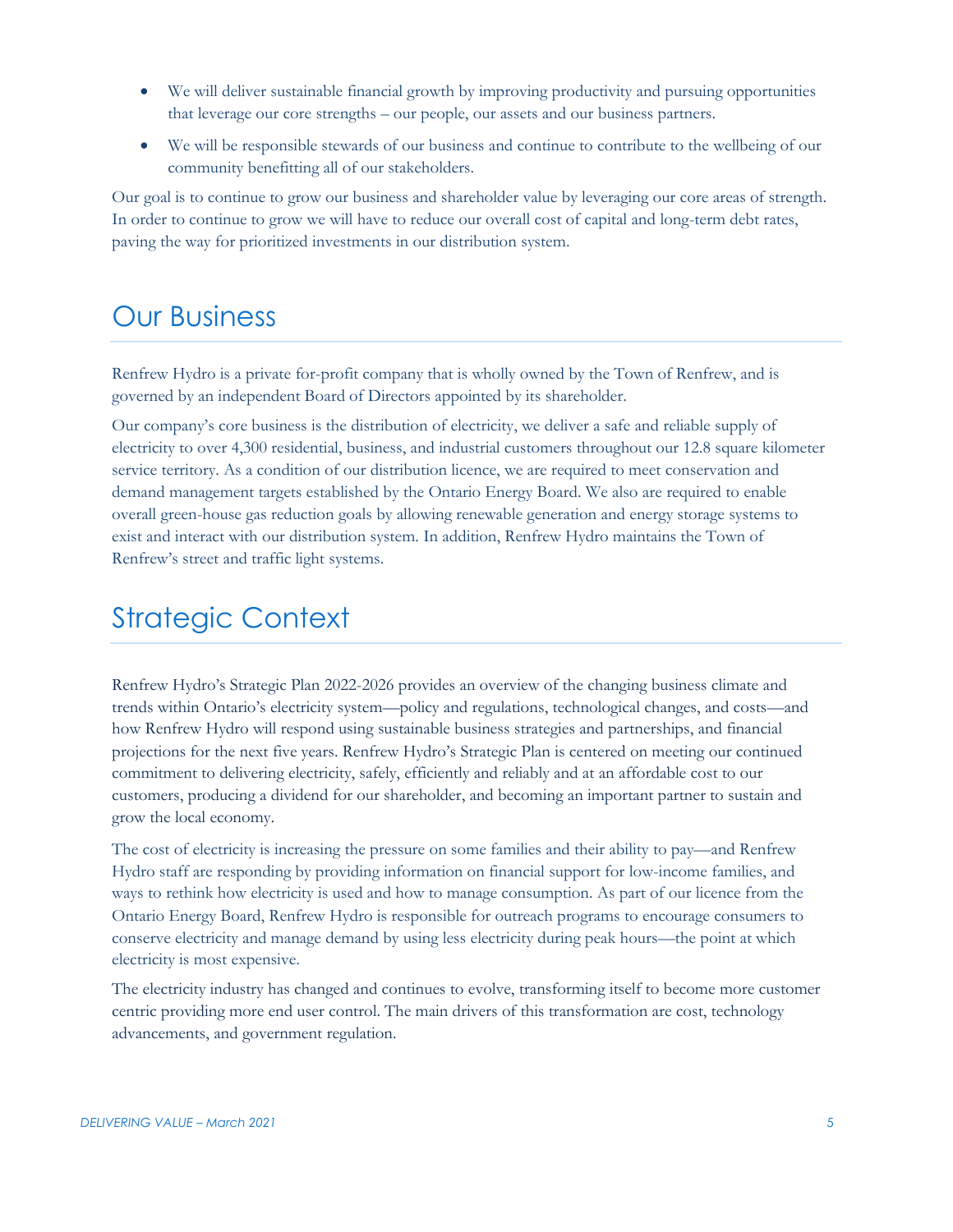- We will deliver sustainable financial growth by improving productivity and pursuing opportunities that leverage our core strengths – our people, our assets and our business partners.
- We will be responsible stewards of our business and continue to contribute to the wellbeing of our community benefitting all of our stakeholders.

Our goal is to continue to grow our business and shareholder value by leveraging our core areas of strength. In order to continue to grow we will have to reduce our overall cost of capital and long-term debt rates, paving the way for prioritized investments in our distribution system.

## Our Business

Renfrew Hydro is a private for-profit company that is wholly owned by the Town of Renfrew, and is governed by an independent Board of Directors appointed by its shareholder.

Our company's core business is the distribution of electricity, we deliver a safe and reliable supply of electricity to over 4,300 residential, business, and industrial customers throughout our 12.8 square kilometer service territory. As a condition of our distribution licence, we are required to meet conservation and demand management targets established by the Ontario Energy Board. We also are required to enable overall green-house gas reduction goals by allowing renewable generation and energy storage systems to exist and interact with our distribution system. In addition, Renfrew Hydro maintains the Town of Renfrew's street and traffic light systems.

## Strategic Context

Renfrew Hydro's Strategic Plan 2022-2026 provides an overview of the changing business climate and trends within Ontario's electricity system—policy and regulations, technological changes, and costs—and how Renfrew Hydro will respond using sustainable business strategies and partnerships, and financial projections for the next five years. Renfrew Hydro's Strategic Plan is centered on meeting our continued commitment to delivering electricity, safely, efficiently and reliably and at an affordable cost to our customers, producing a dividend for our shareholder, and becoming an important partner to sustain and grow the local economy.

The cost of electricity is increasing the pressure on some families and their ability to pay—and Renfrew Hydro staff are responding by providing information on financial support for low-income families, and ways to rethink how electricity is used and how to manage consumption. As part of our licence from the Ontario Energy Board, Renfrew Hydro is responsible for outreach programs to encourage consumers to conserve electricity and manage demand by using less electricity during peak hours—the point at which electricity is most expensive.

The electricity industry has changed and continues to evolve, transforming itself to become more customer centric providing more end user control. The main drivers of this transformation are cost, technology advancements, and government regulation.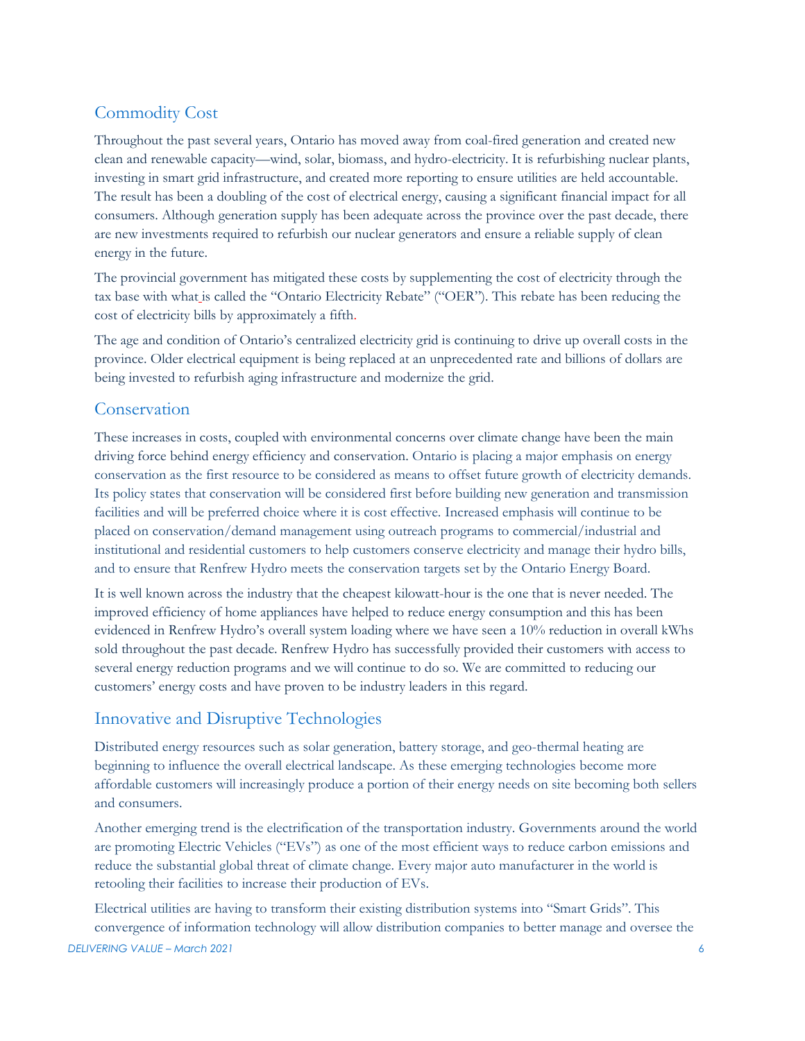## Commodity Cost

Throughout the past several years, Ontario has moved away from coal-fired generation and created new clean and renewable capacity—wind, solar, biomass, and hydro-electricity. It is refurbishing nuclear plants, investing in smart grid infrastructure, and created more reporting to ensure utilities are held accountable. The result has been a doubling of the cost of electrical energy, causing a significant financial impact for all consumers. Although generation supply has been adequate across the province over the past decade, there are new investments required to refurbish our nuclear generators and ensure a reliable supply of clean energy in the future.

The provincial government has mitigated these costs by supplementing the cost of electricity through the tax base with what is called the "Ontario Electricity Rebate" ("OER"). This rebate has been reducing the cost of electricity bills by approximately a fifth.

The age and condition of Ontario's centralized electricity grid is continuing to drive up overall costs in the province. Older electrical equipment is being replaced at an unprecedented rate and billions of dollars are being invested to refurbish aging infrastructure and modernize the grid.

## Conservation

These increases in costs, coupled with environmental concerns over climate change have been the main driving force behind energy efficiency and conservation. Ontario is placing a major emphasis on energy conservation as the first resource to be considered as means to offset future growth of electricity demands. Its policy states that conservation will be considered first before building new generation and transmission facilities and will be preferred choice where it is cost effective. Increased emphasis will continue to be placed on conservation/demand management using outreach programs to commercial/industrial and institutional and residential customers to help customers conserve electricity and manage their hydro bills, and to ensure that Renfrew Hydro meets the conservation targets set by the Ontario Energy Board.

It is well known across the industry that the cheapest kilowatt-hour is the one that is never needed. The improved efficiency of home appliances have helped to reduce energy consumption and this has been evidenced in Renfrew Hydro's overall system loading where we have seen a 10% reduction in overall kWhs sold throughout the past decade. Renfrew Hydro has successfully provided their customers with access to several energy reduction programs and we will continue to do so. We are committed to reducing our customers' energy costs and have proven to be industry leaders in this regard.

## Innovative and Disruptive Technologies

Distributed energy resources such as solar generation, battery storage, and geo-thermal heating are beginning to influence the overall electrical landscape. As these emerging technologies become more affordable customers will increasingly produce a portion of their energy needs on site becoming both sellers and consumers.

Another emerging trend is the electrification of the transportation industry. Governments around the world are promoting Electric Vehicles ("EVs") as one of the most efficient ways to reduce carbon emissions and reduce the substantial global threat of climate change. Every major auto manufacturer in the world is retooling their facilities to increase their production of EVs.

Electrical utilities are having to transform their existing distribution systems into "Smart Grids". This convergence of information technology will allow distribution companies to better manage and oversee the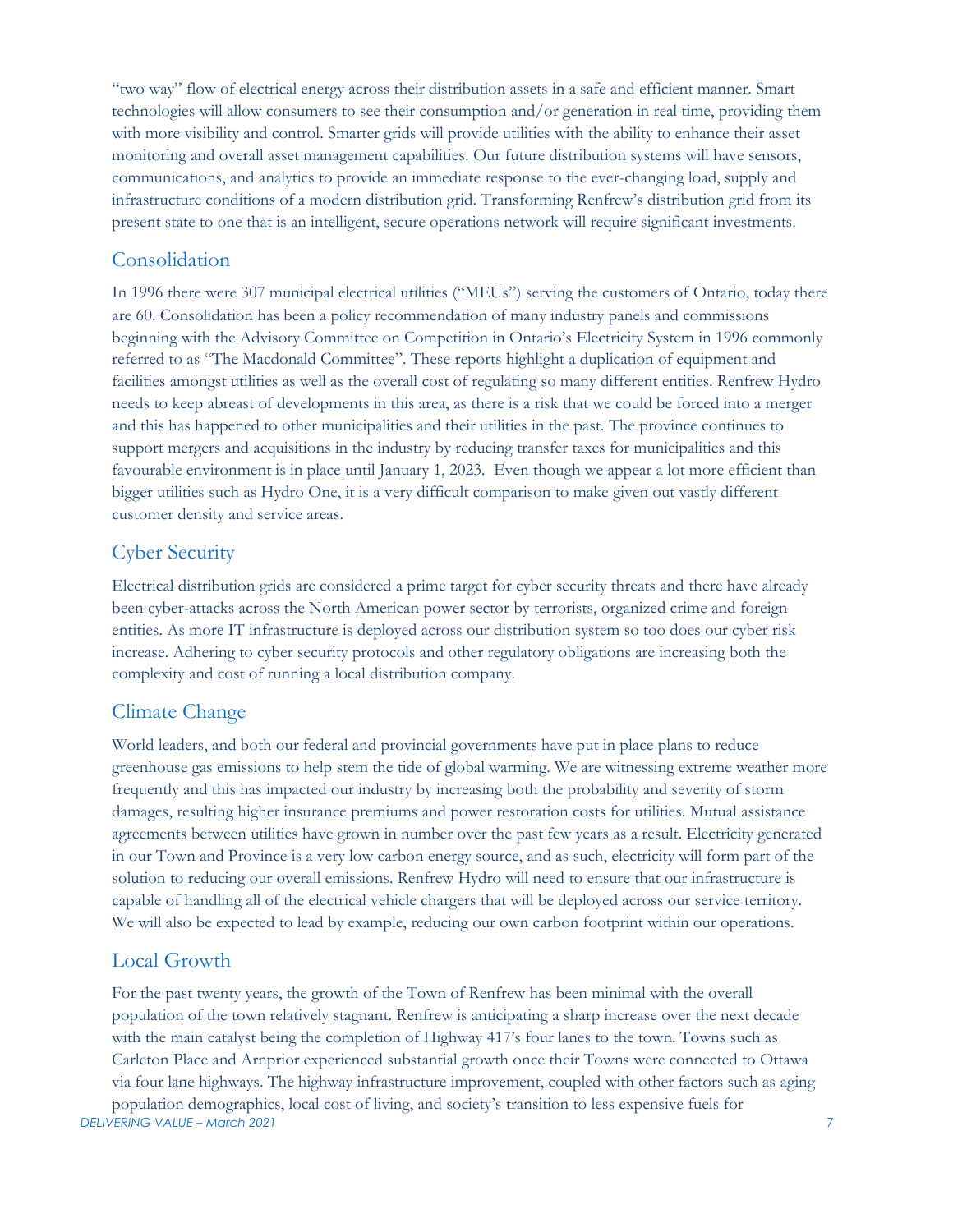"two way" flow of electrical energy across their distribution assets in a safe and efficient manner. Smart technologies will allow consumers to see their consumption and/or generation in real time, providing them with more visibility and control. Smarter grids will provide utilities with the ability to enhance their asset monitoring and overall asset management capabilities. Our future distribution systems will have sensors, communications, and analytics to provide an immediate response to the ever-changing load, supply and infrastructure conditions of a modern distribution grid. Transforming Renfrew's distribution grid from its present state to one that is an intelligent, secure operations network will require significant investments.

## Consolidation

In 1996 there were 307 municipal electrical utilities ("MEUs") serving the customers of Ontario, today there are 60. Consolidation has been a policy recommendation of many industry panels and commissions beginning with the Advisory Committee on Competition in Ontario's Electricity System in 1996 commonly referred to as "The Macdonald Committee". These reports highlight a duplication of equipment and facilities amongst utilities as well as the overall cost of regulating so many different entities. Renfrew Hydro needs to keep abreast of developments in this area, as there is a risk that we could be forced into a merger and this has happened to other municipalities and their utilities in the past. The province continues to support mergers and acquisitions in the industry by reducing transfer taxes for municipalities and this favourable environment is in place until January 1, 2023. Even though we appear a lot more efficient than bigger utilities such as Hydro One, it is a very difficult comparison to make given out vastly different customer density and service areas.

## Cyber Security

Electrical distribution grids are considered a prime target for cyber security threats and there have already been cyber-attacks across the North American power sector by terrorists, organized crime and foreign entities. As more IT infrastructure is deployed across our distribution system so too does our cyber risk increase. Adhering to cyber security protocols and other regulatory obligations are increasing both the complexity and cost of running a local distribution company.

## Climate Change

World leaders, and both our federal and provincial governments have put in place plans to reduce greenhouse gas emissions to help stem the tide of global warming. We are witnessing extreme weather more frequently and this has impacted our industry by increasing both the probability and severity of storm damages, resulting higher insurance premiums and power restoration costs for utilities. Mutual assistance agreements between utilities have grown in number over the past few years as a result. Electricity generated in our Town and Province is a very low carbon energy source, and as such, electricity will form part of the solution to reducing our overall emissions. Renfrew Hydro will need to ensure that our infrastructure is capable of handling all of the electrical vehicle chargers that will be deployed across our service territory. We will also be expected to lead by example, reducing our own carbon footprint within our operations.

## Local Growth

For the past twenty years, the growth of the Town of Renfrew has been minimal with the overall population of the town relatively stagnant. Renfrew is anticipating a sharp increase over the next decade with the main catalyst being the completion of Highway 417's four lanes to the town. Towns such as Carleton Place and Arnprior experienced substantial growth once their Towns were connected to Ottawa via four lane highways. The highway infrastructure improvement, coupled with other factors such as aging population demographics, local cost of living, and society's transition to less expensive fuels for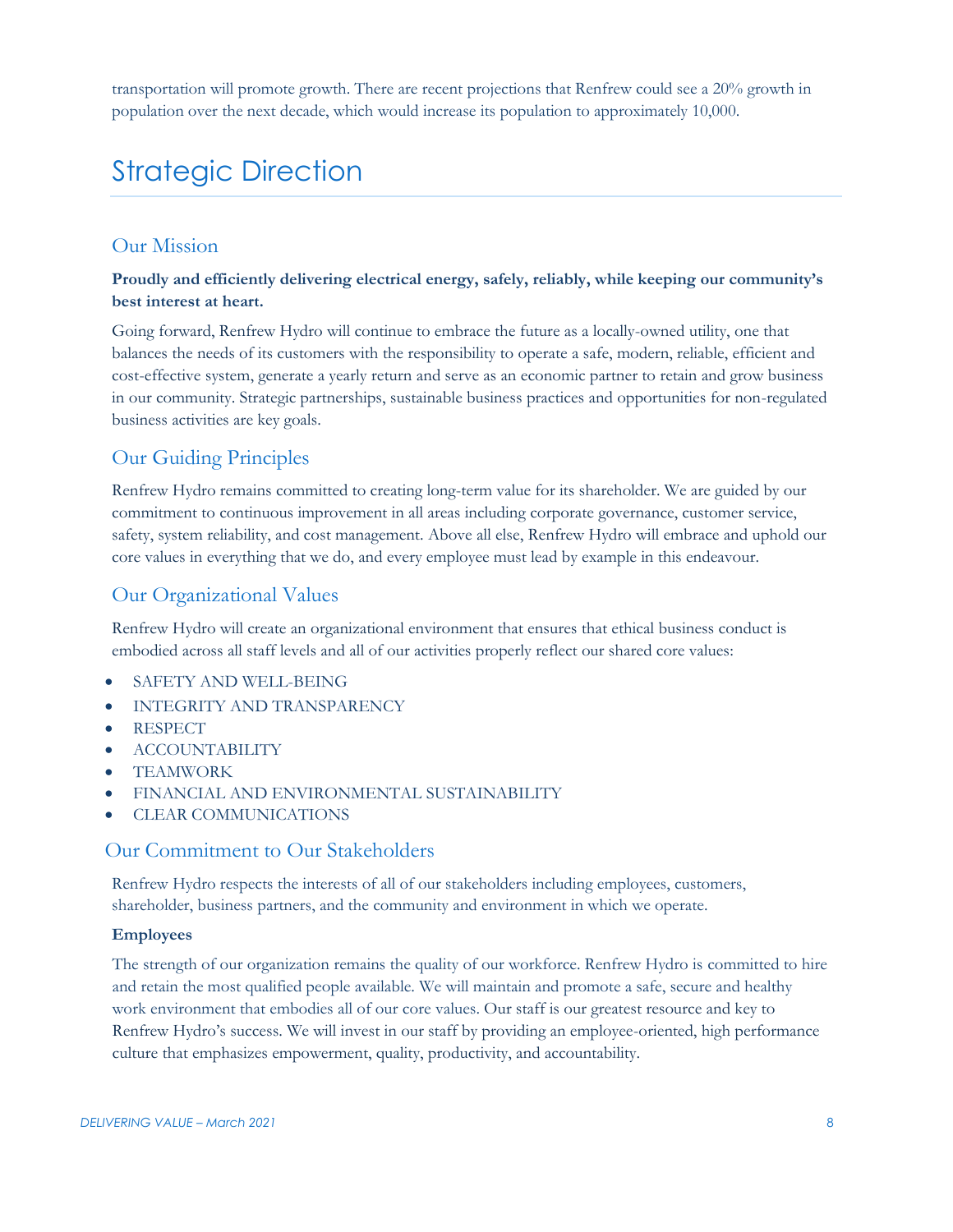transportation will promote growth. There are recent projections that Renfrew could see a 20% growth in population over the next decade, which would increase its population to approximately 10,000.

# Strategic Direction

## Our Mission

**Proudly and efficiently delivering electrical energy, safely, reliably, while keeping our community's best interest at heart.**

Going forward, Renfrew Hydro will continue to embrace the future as a locally-owned utility, one that balances the needs of its customers with the responsibility to operate a safe, modern, reliable, efficient and cost-effective system, generate a yearly return and serve as an economic partner to retain and grow business in our community. Strategic partnerships, sustainable business practices and opportunities for non-regulated business activities are key goals.

## Our Guiding Principles

Renfrew Hydro remains committed to creating long-term value for its shareholder. We are guided by our commitment to continuous improvement in all areas including corporate governance, customer service, safety, system reliability, and cost management. Above all else, Renfrew Hydro will embrace and uphold our core values in everything that we do, and every employee must lead by example in this endeavour.

## Our Organizational Values

Renfrew Hydro will create an organizational environment that ensures that ethical business conduct is embodied across all staff levels and all of our activities properly reflect our shared core values:

- SAFETY AND WELL-BEING
- INTEGRITY AND TRANSPARENCY
- RESPECT
- ACCOUNTABILITY
- TEAMWORK
- FINANCIAL AND ENVIRONMENTAL SUSTAINABILITY
- CLEAR COMMUNICATIONS

## Our Commitment to Our Stakeholders

Renfrew Hydro respects the interests of all of our stakeholders including employees, customers, shareholder, business partners, and the community and environment in which we operate.

**Employees**

The strength of our organization remains the quality of our workforce. Renfrew Hydro is committed to hire and retain the most qualified people available. We will maintain and promote a safe, secure and healthy work environment that embodies all of our core values. Our staff is our greatest resource and key to Renfrew Hydro's success. We will invest in our staff by providing an employee-oriented, high performance culture that emphasizes empowerment, quality, productivity, and accountability.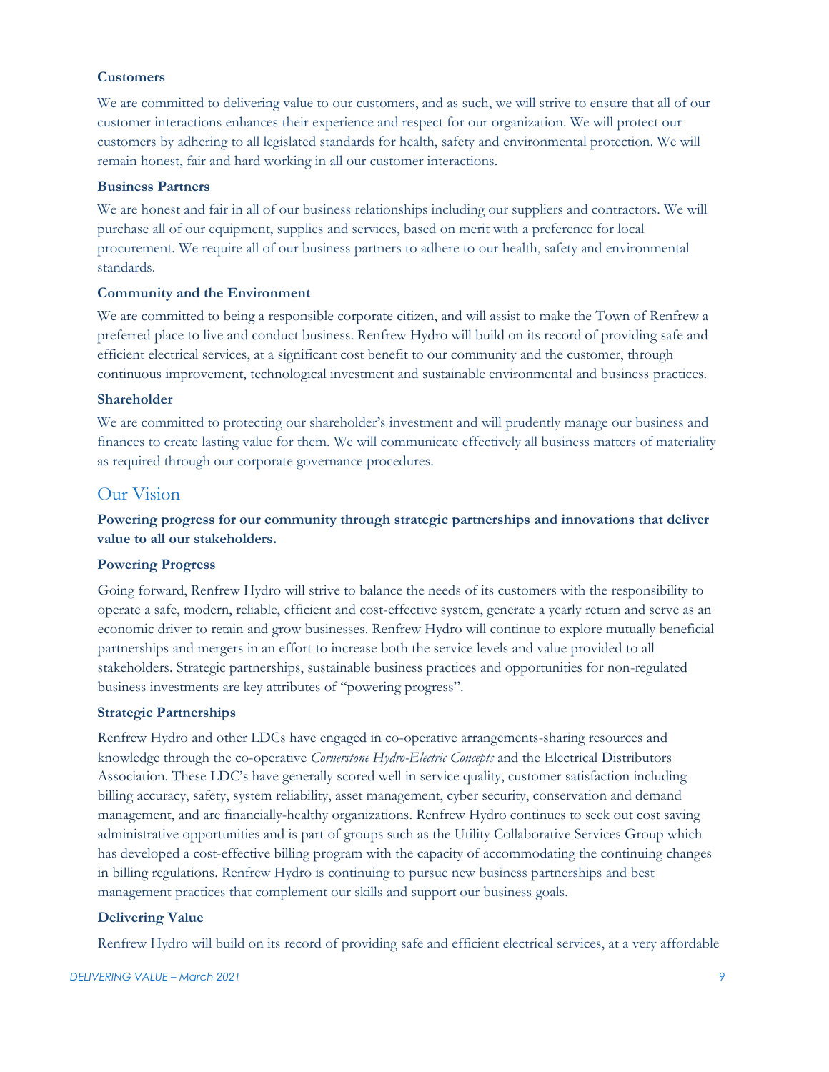**Customers**

We are committed to delivering value to our customers, and as such, we will strive to ensure that all of our customer interactions enhances their experience and respect for our organization. We will protect our customers by adhering to all legislated standards for health, safety and environmental protection. We will remain honest, fair and hard working in all our customer interactions.

**Business Partners**

We are honest and fair in all of our business relationships including our suppliers and contractors. We will purchase all of our equipment, supplies and services, based on merit with a preference for local procurement. We require all of our business partners to adhere to our health, safety and environmental standards.

**Community and the Environment**

We are committed to being a responsible corporate citizen, and will assist to make the Town of Renfrew a preferred place to live and conduct business. Renfrew Hydro will build on its record of providing safe and efficient electrical services, at a significant cost benefit to our community and the customer, through continuous improvement, technological investment and sustainable environmental and business practices.

**Shareholder**

We are committed to protecting our shareholder's investment and will prudently manage our business and finances to create lasting value for them. We will communicate effectively all business matters of materiality as required through our corporate governance procedures.

## Our Vision

**Powering progress for our community through strategic partnerships and innovations that deliver value to all our stakeholders.**

**Powering Progress**

Going forward, Renfrew Hydro will strive to balance the needs of its customers with the responsibility to operate a safe, modern, reliable, efficient and cost-effective system, generate a yearly return and serve as an economic driver to retain and grow businesses. Renfrew Hydro will continue to explore mutually beneficial partnerships and mergers in an effort to increase both the service levels and value provided to all stakeholders. Strategic partnerships, sustainable business practices and opportunities for non-regulated business investments are key attributes of "powering progress".

**Strategic Partnerships**

Renfrew Hydro and other LDCs have engaged in co-operative arrangements-sharing resources and knowledge through the co-operative *Cornerstone Hydro-Electric Concepts* and the Electrical Distributors Association. These LDC's have generally scored well in service quality, customer satisfaction including billing accuracy, safety, system reliability, asset management, cyber security, conservation and demand management, and are financially-healthy organizations. Renfrew Hydro continues to seek out cost saving administrative opportunities and is part of groups such as the Utility Collaborative Services Group which has developed a cost-effective billing program with the capacity of accommodating the continuing changes in billing regulations. Renfrew Hydro is continuing to pursue new business partnerships and best management practices that complement our skills and support our business goals.

**Delivering Value**

Renfrew Hydro will build on its record of providing safe and efficient electrical services, at a very affordable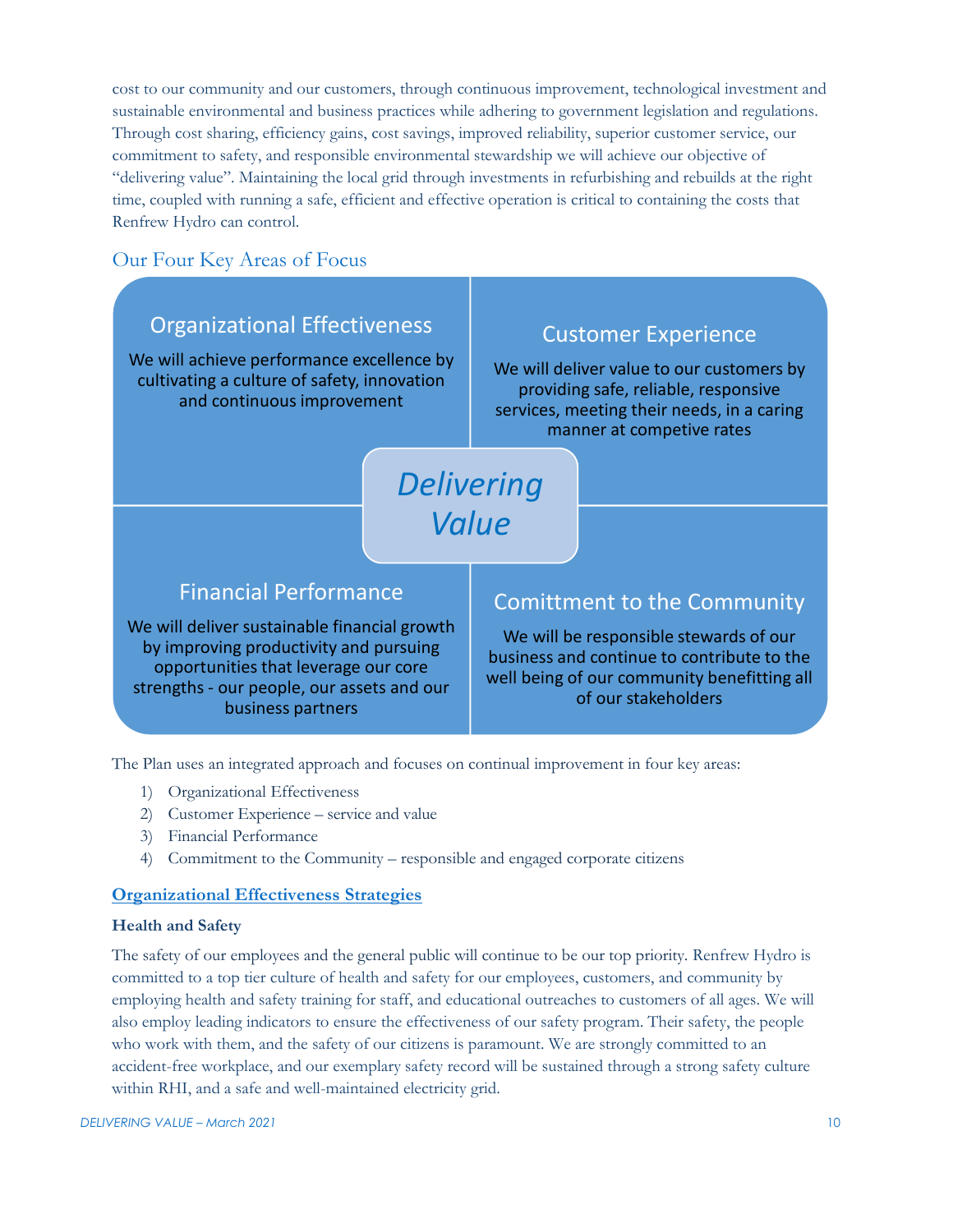cost to our community and our customers, through continuous improvement, technological investment and sustainable environmental and business practices while adhering to government legislation and regulations. Through cost sharing, efficiency gains, cost savings, improved reliability, superior customer service, our commitment to safety, and responsible environmental stewardship we will achieve our objective of "delivering value". Maintaining the local grid through investments in refurbishing and rebuilds at the right time, coupled with running a safe, efficient and effective operation is critical to containing the costs that Renfrew Hydro can control.

## Our Four Key Areas of Focus

**Organizational Effectiveness**

We will achieve performance excellence by cultivating a culture of safety, innovation and continuous improvement

**Customer Experience**

We will deliver value to our customers by providing safe, reliable, responsive services, meeting their needs, in a caring manner at competive rates

*Delivering Value*

**Financial Performance**

We will deliver sustainable financial growth by improving productivity and pursuing opportunities that leverage our core strengths - our people, our assets and our business partners

**Comittment to the Community**

We will be responsible stewards of our business and continue to contribute to the well being of our community benefitting all of our stakeholders

The Plan uses an integrated approach and focuses on continual improvement in four key areas:

1) Organizational Effectiveness
2) Customer Experience – service and value
3) Financial Performance
4) Commitment to the Community – responsible and engaged corporate citizens

## Organizational Effectiveness Strategies

### Health and Safety

The safety of our employees and the general public will continue to be our top priority. Renfrew Hydro is committed to a top tier culture of health and safety for our employees, customers, and community by employing health and safety training for staff, and educational outreaches to customers of all ages. We will also employ leading indicators to ensure the effectiveness of our safety program. Their safety, the people who work with them, and the safety of our citizens is paramount. We are strongly committed to an accident-free workplace, and our exemplary safety record will be sustained through a strong safety culture within RHI, and a safe and well-maintained electricity grid.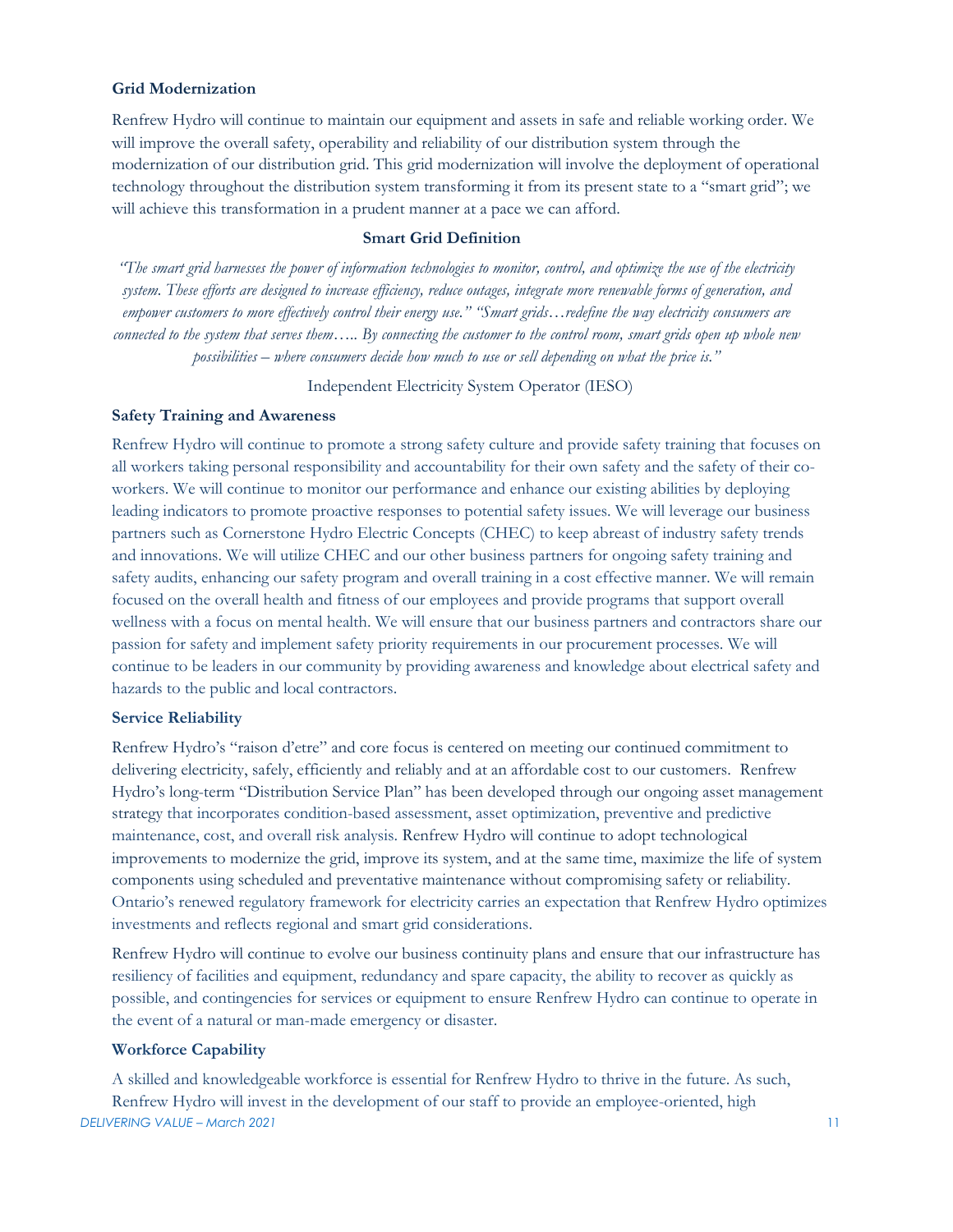### Grid Modernization

Renfrew Hydro will continue to maintain our equipment and assets in safe and reliable working order. We will improve the overall safety, operability and reliability of our distribution system through the modernization of our distribution grid. This grid modernization will involve the deployment of operational technology throughout the distribution system transforming it from its present state to a "smart grid"; we will achieve this transformation in a prudent manner at a pace we can afford.

**Smart Grid Definition**

*"The smart grid harnesses the power of information technologies to monitor, control, and optimize the use of the electricity system. These efforts are designed to increase efficiency, reduce outages, integrate more renewable forms of generation, and empower customers to more effectively control their energy use." "Smart grids…redefine the way electricity consumers are connected to the system that serves them….. By connecting the customer to the control room, smart grids open up whole new possibilities – where consumers decide how much to use or sell depending on what the price is."*

Independent Electricity System Operator (IESO)

### Safety Training and Awareness

Renfrew Hydro will continue to promote a strong safety culture and provide safety training that focuses on all workers taking personal responsibility and accountability for their own safety and the safety of their co-workers. We will continue to monitor our performance and enhance our existing abilities by deploying leading indicators to promote proactive responses to potential safety issues. We will leverage our business partners such as Cornerstone Hydro Electric Concepts (CHEC) to keep abreast of industry safety trends and innovations. We will utilize CHEC and our other business partners for ongoing safety training and safety audits, enhancing our safety program and overall training in a cost effective manner. We will remain focused on the overall health and fitness of our employees and provide programs that support overall wellness with a focus on mental health. We will ensure that our business partners and contractors share our passion for safety and implement safety priority requirements in our procurement processes. We will continue to be leaders in our community by providing awareness and knowledge about electrical safety and hazards to the public and local contractors.

### Service Reliability

Renfrew Hydro's "raison d'etre" and core focus is centered on meeting our continued commitment to delivering electricity, safely, efficiently and reliably and at an affordable cost to our customers. Renfrew Hydro's long-term "Distribution Service Plan" has been developed through our ongoing asset management strategy that incorporates condition-based assessment, asset optimization, preventive and predictive maintenance, cost, and overall risk analysis. Renfrew Hydro will continue to adopt technological improvements to modernize the grid, improve its system, and at the same time, maximize the life of system components using scheduled and preventative maintenance without compromising safety or reliability. Ontario's renewed regulatory framework for electricity carries an expectation that Renfrew Hydro optimizes investments and reflects regional and smart grid considerations.

Renfrew Hydro will continue to evolve our business continuity plans and ensure that our infrastructure has resiliency of facilities and equipment, redundancy and spare capacity, the ability to recover as quickly as possible, and contingencies for services or equipment to ensure Renfrew Hydro can continue to operate in the event of a natural or man-made emergency or disaster.

### Workforce Capability

A skilled and knowledgeable workforce is essential for Renfrew Hydro to thrive in the future. As such, Renfrew Hydro will invest in the development of our staff to provide an employee-oriented, high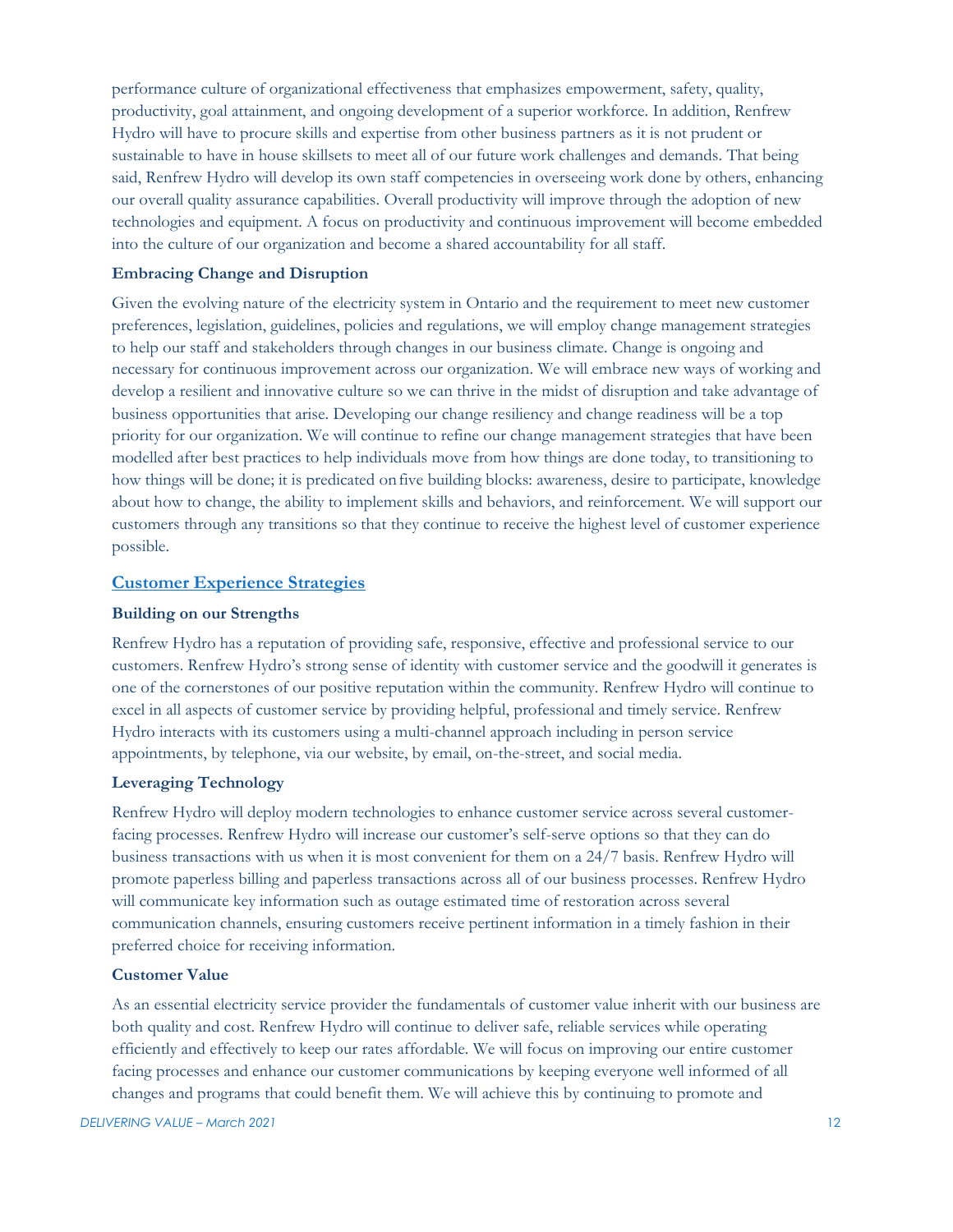performance culture of organizational effectiveness that emphasizes empowerment, safety, quality, productivity, goal attainment, and ongoing development of a superior workforce. In addition, Renfrew Hydro will have to procure skills and expertise from other business partners as it is not prudent or sustainable to have in house skillsets to meet all of our future work challenges and demands. That being said, Renfrew Hydro will develop its own staff competencies in overseeing work done by others, enhancing our overall quality assurance capabilities. Overall productivity will improve through the adoption of new technologies and equipment. A focus on productivity and continuous improvement will become embedded into the culture of our organization and become a shared accountability for all staff.

**Embracing Change and Disruption**

Given the evolving nature of the electricity system in Ontario and the requirement to meet new customer preferences, legislation, guidelines, policies and regulations, we will employ change management strategies to help our staff and stakeholders through changes in our business climate. Change is ongoing and necessary for continuous improvement across our organization. We will embrace new ways of working and develop a resilient and innovative culture so we can thrive in the midst of disruption and take advantage of business opportunities that arise. Developing our change resiliency and change readiness will be a top priority for our organization. We will continue to refine our change management strategies that have been modelled after best practices to help individuals move from how things are done today, to transitioning to how things will be done; it is predicated on five building blocks: awareness, desire to participate, knowledge about how to change, the ability to implement skills and behaviors, and reinforcement. We will support our customers through any transitions so that they continue to receive the highest level of customer experience possible.

## Customer Experience Strategies

**Building on our Strengths**

Renfrew Hydro has a reputation of providing safe, responsive, effective and professional service to our customers. Renfrew Hydro's strong sense of identity with customer service and the goodwill it generates is one of the cornerstones of our positive reputation within the community. Renfrew Hydro will continue to excel in all aspects of customer service by providing helpful, professional and timely service. Renfrew Hydro interacts with its customers using a multi-channel approach including in person service appointments, by telephone, via our website, by email, on-the-street, and social media.

**Leveraging Technology**

Renfrew Hydro will deploy modern technologies to enhance customer service across several customer-facing processes. Renfrew Hydro will increase our customer's self-serve options so that they can do business transactions with us when it is most convenient for them on a 24/7 basis. Renfrew Hydro will promote paperless billing and paperless transactions across all of our business processes. Renfrew Hydro will communicate key information such as outage estimated time of restoration across several communication channels, ensuring customers receive pertinent information in a timely fashion in their preferred choice for receiving information.

**Customer Value**

As an essential electricity service provider the fundamentals of customer value inherit with our business are both quality and cost. Renfrew Hydro will continue to deliver safe, reliable services while operating efficiently and effectively to keep our rates affordable. We will focus on improving our entire customer facing processes and enhance our customer communications by keeping everyone well informed of all changes and programs that could benefit them. We will achieve this by continuing to promote and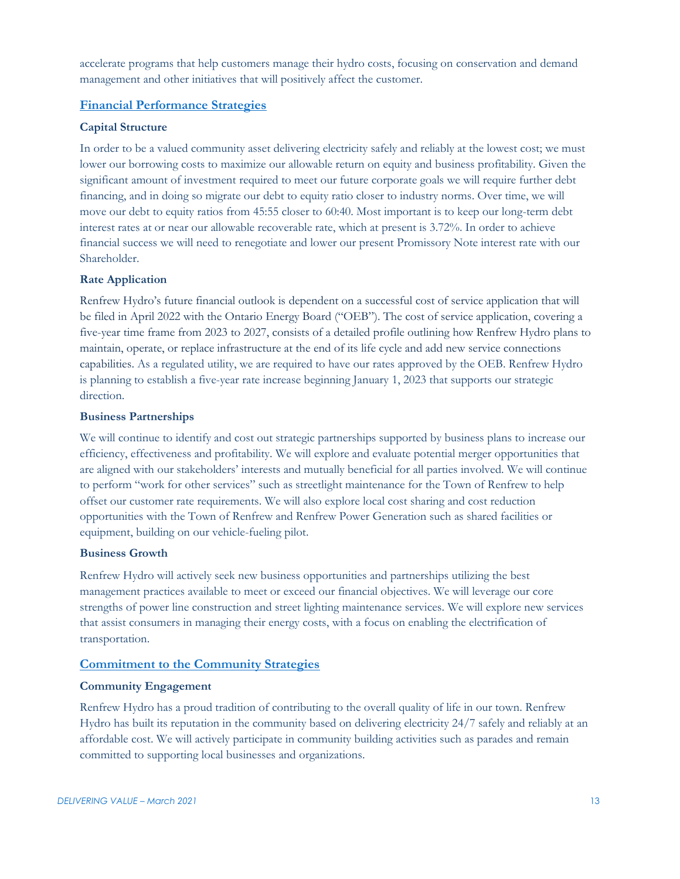accelerate programs that help customers manage their hydro costs, focusing on conservation and demand management and other initiatives that will positively affect the customer.

## Financial Performance Strategies

### Capital Structure

In order to be a valued community asset delivering electricity safely and reliably at the lowest cost; we must lower our borrowing costs to maximize our allowable return on equity and business profitability. Given the significant amount of investment required to meet our future corporate goals we will require further debt financing, and in doing so migrate our debt to equity ratio closer to industry norms. Over time, we will move our debt to equity ratios from 45:55 closer to 60:40. Most important is to keep our long-term debt interest rates at or near our allowable recoverable rate, which at present is 3.72%. In order to achieve financial success we will need to renegotiate and lower our present Promissory Note interest rate with our Shareholder.

### Rate Application

Renfrew Hydro's future financial outlook is dependent on a successful cost of service application that will be filed in April 2022 with the Ontario Energy Board ("OEB"). The cost of service application, covering a five-year time frame from 2023 to 2027, consists of a detailed profile outlining how Renfrew Hydro plans to maintain, operate, or replace infrastructure at the end of its life cycle and add new service connections capabilities. As a regulated utility, we are required to have our rates approved by the OEB. Renfrew Hydro is planning to establish a five-year rate increase beginning January 1, 2023 that supports our strategic direction.

### Business Partnerships

We will continue to identify and cost out strategic partnerships supported by business plans to increase our efficiency, effectiveness and profitability. We will explore and evaluate potential merger opportunities that are aligned with our stakeholders' interests and mutually beneficial for all parties involved. We will continue to perform "work for other services" such as streetlight maintenance for the Town of Renfrew to help offset our customer rate requirements. We will also explore local cost sharing and cost reduction opportunities with the Town of Renfrew and Renfrew Power Generation such as shared facilities or equipment, building on our vehicle-fueling pilot.

### Business Growth

Renfrew Hydro will actively seek new business opportunities and partnerships utilizing the best management practices available to meet or exceed our financial objectives. We will leverage our core strengths of power line construction and street lighting maintenance services. We will explore new services that assist consumers in managing their energy costs, with a focus on enabling the electrification of transportation.

## Commitment to the Community Strategies

### Community Engagement

Renfrew Hydro has a proud tradition of contributing to the overall quality of life in our town. Renfrew Hydro has built its reputation in the community based on delivering electricity 24/7 safely and reliably at an affordable cost. We will actively participate in community building activities such as parades and remain committed to supporting local businesses and organizations.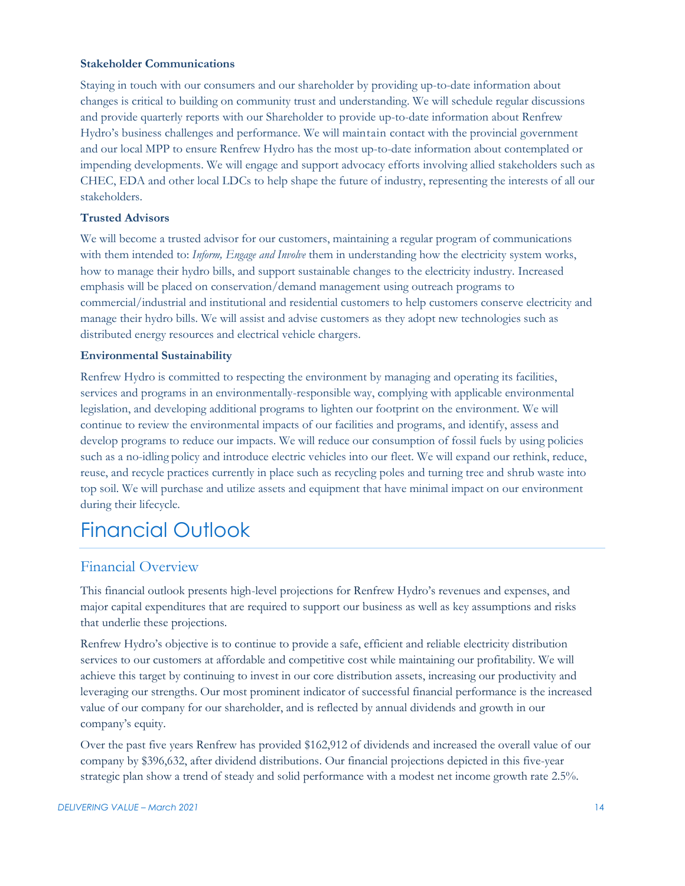**Stakeholder Communications**

Staying in touch with our consumers and our shareholder by providing up-to-date information about changes is critical to building on community trust and understanding. We will schedule regular discussions and provide quarterly reports with our Shareholder to provide up-to-date information about Renfrew Hydro's business challenges and performance. We will maintain contact with the provincial government and our local MPP to ensure Renfrew Hydro has the most up-to-date information about contemplated or impending developments. We will engage and support advocacy efforts involving allied stakeholders such as CHEC, EDA and other local LDCs to help shape the future of industry, representing the interests of all our stakeholders.

**Trusted Advisors**

We will become a trusted advisor for our customers, maintaining a regular program of communications with them intended to: *Inform, Engage and Involve* them in understanding how the electricity system works, how to manage their hydro bills, and support sustainable changes to the electricity industry. Increased emphasis will be placed on conservation/demand management using outreach programs to commercial/industrial and institutional and residential customers to help customers conserve electricity and manage their hydro bills. We will assist and advise customers as they adopt new technologies such as distributed energy resources and electrical vehicle chargers.

**Environmental Sustainability**

Renfrew Hydro is committed to respecting the environment by managing and operating its facilities, services and programs in an environmentally-responsible way, complying with applicable environmental legislation, and developing additional programs to lighten our footprint on the environment. We will continue to review the environmental impacts of our facilities and programs, and identify, assess and develop programs to reduce our impacts. We will reduce our consumption of fossil fuels by using policies such as a no-idling policy and introduce electric vehicles into our fleet. We will expand our rethink, reduce, reuse, and recycle practices currently in place such as recycling poles and turning tree and shrub waste into top soil. We will purchase and utilize assets and equipment that have minimal impact on our environment during their lifecycle.

# Financial Outlook

## Financial Overview

This financial outlook presents high-level projections for Renfrew Hydro's revenues and expenses, and major capital expenditures that are required to support our business as well as key assumptions and risks that underlie these projections.

Renfrew Hydro's objective is to continue to provide a safe, efficient and reliable electricity distribution services to our customers at affordable and competitive cost while maintaining our profitability. We will achieve this target by continuing to invest in our core distribution assets, increasing our productivity and leveraging our strengths. Our most prominent indicator of successful financial performance is the increased value of our company for our shareholder, and is reflected by annual dividends and growth in our company's equity.

Over the past five years Renfrew has provided $162,912 of dividends and increased the overall value of our company by $396,632, after dividend distributions. Our financial projections depicted in this five-year strategic plan show a trend of steady and solid performance with a modest net income growth rate 2.5%.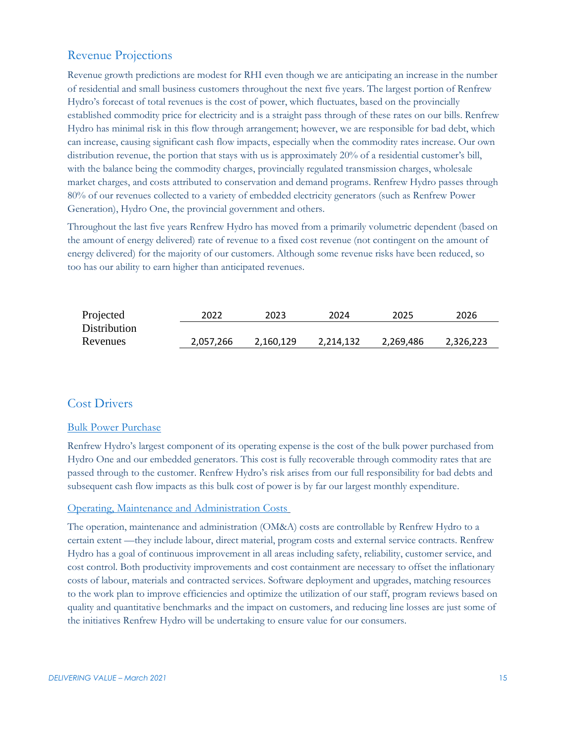## Revenue Projections

Revenue growth predictions are modest for RHI even though we are anticipating an increase in the number of residential and small business customers throughout the next five years. The largest portion of Renfrew Hydro's forecast of total revenues is the cost of power, which fluctuates, based on the provincially established commodity price for electricity and is a straight pass through of these rates on our bills. Renfrew Hydro has minimal risk in this flow through arrangement; however, we are responsible for bad debt, which can increase, causing significant cash flow impacts, especially when the commodity rates increase. Our own distribution revenue, the portion that stays with us is approximately 20% of a residential customer's bill, with the balance being the commodity charges, provincially regulated transmission charges, wholesale market charges, and costs attributed to conservation and demand programs. Renfrew Hydro passes through 80% of our revenues collected to a variety of embedded electricity generators (such as Renfrew Power Generation), Hydro One, the provincial government and others.

Throughout the last five years Renfrew Hydro has moved from a primarily volumetric dependent (based on the amount of energy delivered) rate of revenue to a fixed cost revenue (not contingent on the amount of energy delivered) for the majority of our customers. Although some revenue risks have been reduced, so too has our ability to earn higher than anticipated revenues.

| Projected Distribution Revenues | 2022 | 2023 | 2024 | 2025 | 2026 |
|---|---|---|---|---|---|
| | 2,057,266 | 2,160,129 | 2,214,132 | 2,269,486 | 2,326,223 |

## Cost Drivers

### Bulk Power Purchase

Renfrew Hydro's largest component of its operating expense is the cost of the bulk power purchased from Hydro One and our embedded generators. This cost is fully recoverable through commodity rates that are passed through to the customer. Renfrew Hydro's risk arises from our full responsibility for bad debts and subsequent cash flow impacts as this bulk cost of power is by far our largest monthly expenditure.

### Operating, Maintenance and Administration Costs

The operation, maintenance and administration (OM&A) costs are controllable by Renfrew Hydro to a certain extent —they include labour, direct material, program costs and external service contracts. Renfrew Hydro has a goal of continuous improvement in all areas including safety, reliability, customer service, and cost control. Both productivity improvements and cost containment are necessary to offset the inflationary costs of labour, materials and contracted services. Software deployment and upgrades, matching resources to the work plan to improve efficiencies and optimize the utilization of our staff, program reviews based on quality and quantitative benchmarks and the impact on customers, and reducing line losses are just some of the initiatives Renfrew Hydro will be undertaking to ensure value for our consumers.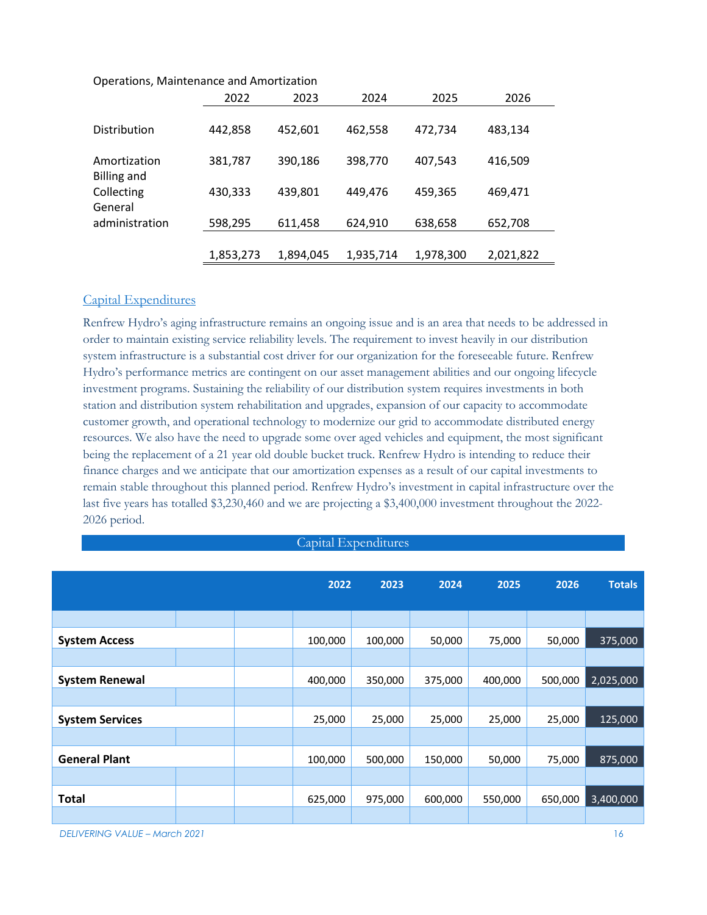Operations, Maintenance and Amortization

| | 2022 | 2023 | 2024 | 2025 | 2026 |
|---|---|---|---|---|---|
| Distribution | 442,858 | 452,601 | 462,558 | 472,734 | 483,134 |
| Amortization | 381,787 | 390,186 | 398,770 | 407,543 | 416,509 |
| Billing and Collecting | 430,333 | 439,801 | 449,476 | 459,365 | 469,471 |
| General administration | 598,295 | 611,458 | 624,910 | 638,658 | 652,708 |
| | 1,853,273 | 1,894,045 | 1,935,714 | 1,978,300 | 2,021,822 |

## Capital Expenditures

Renfrew Hydro's aging infrastructure remains an ongoing issue and is an area that needs to be addressed in order to maintain existing service reliability levels. The requirement to invest heavily in our distribution system infrastructure is a substantial cost driver for our organization for the foreseeable future. Renfrew Hydro's performance metrics are contingent on our asset management abilities and our ongoing lifecycle investment programs. Sustaining the reliability of our distribution system requires investments in both station and distribution system rehabilitation and upgrades, expansion of our capacity to accommodate customer growth, and operational technology to modernize our grid to accommodate distributed energy resources. We also have the need to upgrade some over aged vehicles and equipment, the most significant being the replacement of a 21 year old double bucket truck. Renfrew Hydro is intending to reduce their finance charges and we anticipate that our amortization expenses as a result of our capital investments to remain stable throughout this planned period. Renfrew Hydro's investment in capital infrastructure over the last five years has totalled $3,230,460 and we are projecting a $3,400,000 investment throughout the 2022-2026 period.

Capital Expenditures

| | 2022 | 2023 | 2024 | 2025 | 2026 | Totals |
|---|---|---|---|---|---|---|
| **System Access** | 100,000 | 100,000 | 50,000 | 75,000 | 50,000 | 375,000 |
| **System Renewal** | 400,000 | 350,000 | 375,000 | 400,000 | 500,000 | 2,025,000 |
| **System Services** | 25,000 | 25,000 | 25,000 | 25,000 | 25,000 | 125,000 |
| **General Plant** | 100,000 | 500,000 | 150,000 | 50,000 | 75,000 | 875,000 |
| **Total** | 625,000 | 975,000 | 600,000 | 550,000 | 650,000 | 3,400,000 |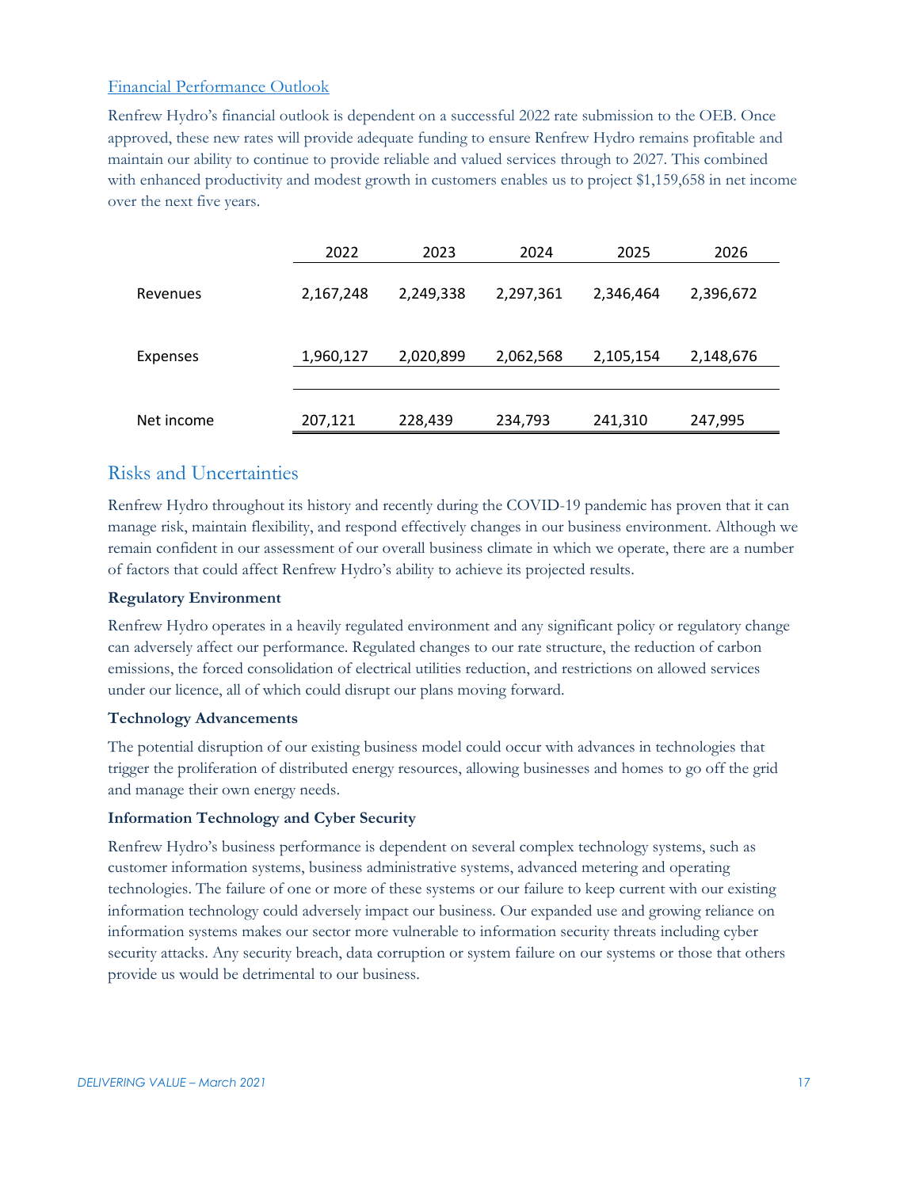## Financial Performance Outlook

Renfrew Hydro's financial outlook is dependent on a successful 2022 rate submission to the OEB. Once approved, these new rates will provide adequate funding to ensure Renfrew Hydro remains profitable and maintain our ability to continue to provide reliable and valued services through to 2027. This combined with enhanced productivity and modest growth in customers enables us to project $1,159,658 in net income over the next five years.

| | 2022 | 2023 | 2024 | 2025 | 2026 |
|---|---|---|---|---|---|
| Revenues | 2,167,248 | 2,249,338 | 2,297,361 | 2,346,464 | 2,396,672 |
| Expenses | 1,960,127 | 2,020,899 | 2,062,568 | 2,105,154 | 2,148,676 |
| Net income | 207,121 | 228,439 | 234,793 | 241,310 | 247,995 |

## Risks and Uncertainties

Renfrew Hydro throughout its history and recently during the COVID-19 pandemic has proven that it can manage risk, maintain flexibility, and respond effectively changes in our business environment. Although we remain confident in our assessment of our overall business climate in which we operate, there are a number of factors that could affect Renfrew Hydro's ability to achieve its projected results.

**Regulatory Environment**

Renfrew Hydro operates in a heavily regulated environment and any significant policy or regulatory change can adversely affect our performance. Regulated changes to our rate structure, the reduction of carbon emissions, the forced consolidation of electrical utilities reduction, and restrictions on allowed services under our licence, all of which could disrupt our plans moving forward.

**Technology Advancements**

The potential disruption of our existing business model could occur with advances in technologies that trigger the proliferation of distributed energy resources, allowing businesses and homes to go off the grid and manage their own energy needs.

**Information Technology and Cyber Security**

Renfrew Hydro's business performance is dependent on several complex technology systems, such as customer information systems, business administrative systems, advanced metering and operating technologies. The failure of one or more of these systems or our failure to keep current with our existing information technology could adversely impact our business. Our expanded use and growing reliance on information systems makes our sector more vulnerable to information security threats including cyber security attacks. Any security breach, data corruption or system failure on our systems or those that others provide us would be detrimental to our business.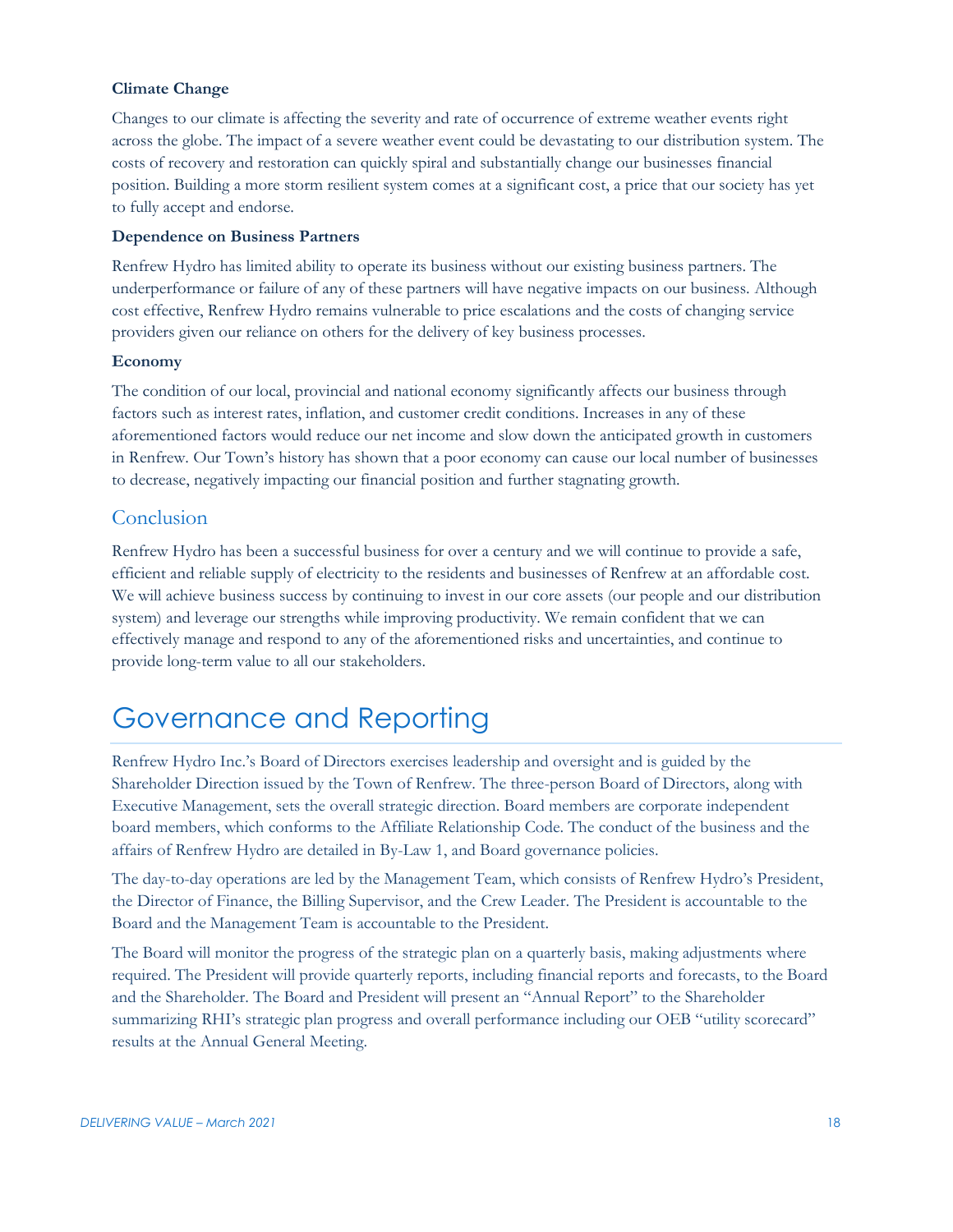**Climate Change**

Changes to our climate is affecting the severity and rate of occurrence of extreme weather events right across the globe. The impact of a severe weather event could be devastating to our distribution system. The costs of recovery and restoration can quickly spiral and substantially change our businesses financial position. Building a more storm resilient system comes at a significant cost, a price that our society has yet to fully accept and endorse.

**Dependence on Business Partners**

Renfrew Hydro has limited ability to operate its business without our existing business partners. The underperformance or failure of any of these partners will have negative impacts on our business. Although cost effective, Renfrew Hydro remains vulnerable to price escalations and the costs of changing service providers given our reliance on others for the delivery of key business processes.

**Economy**

The condition of our local, provincial and national economy significantly affects our business through factors such as interest rates, inflation, and customer credit conditions. Increases in any of these aforementioned factors would reduce our net income and slow down the anticipated growth in customers in Renfrew. Our Town's history has shown that a poor economy can cause our local number of businesses to decrease, negatively impacting our financial position and further stagnating growth.

## Conclusion

Renfrew Hydro has been a successful business for over a century and we will continue to provide a safe, efficient and reliable supply of electricity to the residents and businesses of Renfrew at an affordable cost. We will achieve business success by continuing to invest in our core assets (our people and our distribution system) and leverage our strengths while improving productivity. We remain confident that we can effectively manage and respond to any of the aforementioned risks and uncertainties, and continue to provide long-term value to all our stakeholders.

# Governance and Reporting

Renfrew Hydro Inc.'s Board of Directors exercises leadership and oversight and is guided by the Shareholder Direction issued by the Town of Renfrew. The three-person Board of Directors, along with Executive Management, sets the overall strategic direction. Board members are corporate independent board members, which conforms to the Affiliate Relationship Code. The conduct of the business and the affairs of Renfrew Hydro are detailed in By-Law 1, and Board governance policies.

The day-to-day operations are led by the Management Team, which consists of Renfrew Hydro's President, the Director of Finance, the Billing Supervisor, and the Crew Leader. The President is accountable to the Board and the Management Team is accountable to the President.

The Board will monitor the progress of the strategic plan on a quarterly basis, making adjustments where required. The President will provide quarterly reports, including financial reports and forecasts, to the Board and the Shareholder. The Board and President will present an "Annual Report" to the Shareholder summarizing RHI's strategic plan progress and overall performance including our OEB "utility scorecard" results at the Annual General Meeting.